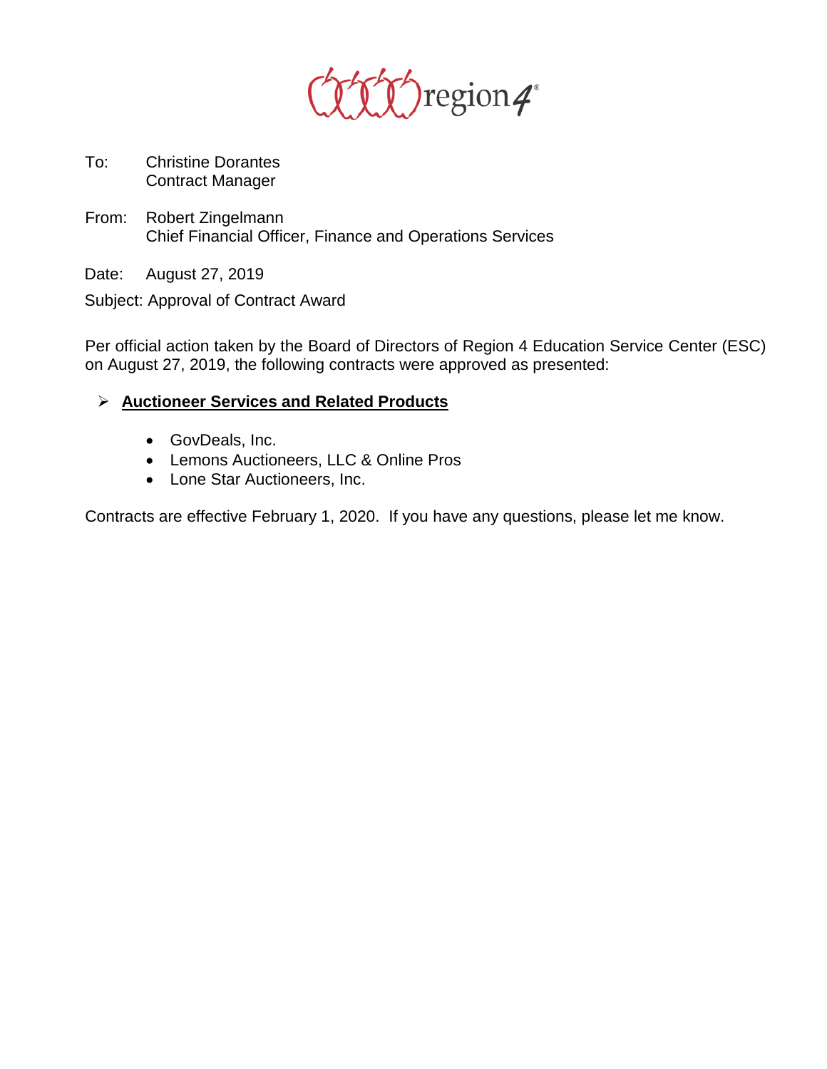region4

To: Christine Dorantes
Contract Manager

From: Robert Zingelmann
Chief Financial Officer, Finance and Operations Services

Date: August 27, 2019

Subject: Approval of Contract Award

Per official action taken by the Board of Directors of Region 4 Education Service Center (ESC) on August 27, 2019, the following contracts were approved as presented:

- **Auctioneer Services and Related Products**

  - GovDeals, Inc.
  - Lemons Auctioneers, LLC & Online Pros
  - Lone Star Auctioneers, Inc.

Contracts are effective February 1, 2020. If you have any questions, please let me know.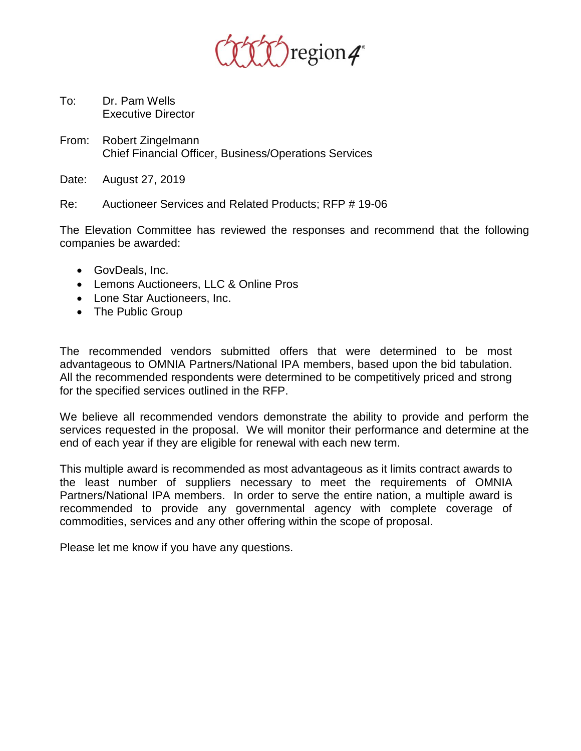region4

To: Dr. Pam Wells
Executive Director

From: Robert Zingelmann
Chief Financial Officer, Business/Operations Services

Date: August 27, 2019

Re: Auctioneer Services and Related Products; RFP # 19-06

The Elevation Committee has reviewed the responses and recommend that the following companies be awarded:

- GovDeals, Inc.
- Lemons Auctioneers, LLC & Online Pros
- Lone Star Auctioneers, Inc.
- The Public Group

The recommended vendors submitted offers that were determined to be most advantageous to OMNIA Partners/National IPA members, based upon the bid tabulation. All the recommended respondents were determined to be competitively priced and strong for the specified services outlined in the RFP.

We believe all recommended vendors demonstrate the ability to provide and perform the services requested in the proposal. We will monitor their performance and determine at the end of each year if they are eligible for renewal with each new term.

This multiple award is recommended as most advantageous as it limits contract awards to the least number of suppliers necessary to meet the requirements of OMNIA Partners/National IPA members. In order to serve the entire nation, a multiple award is recommended to provide any governmental agency with complete coverage of commodities, services and any other offering within the scope of proposal.

Please let me know if you have any questions.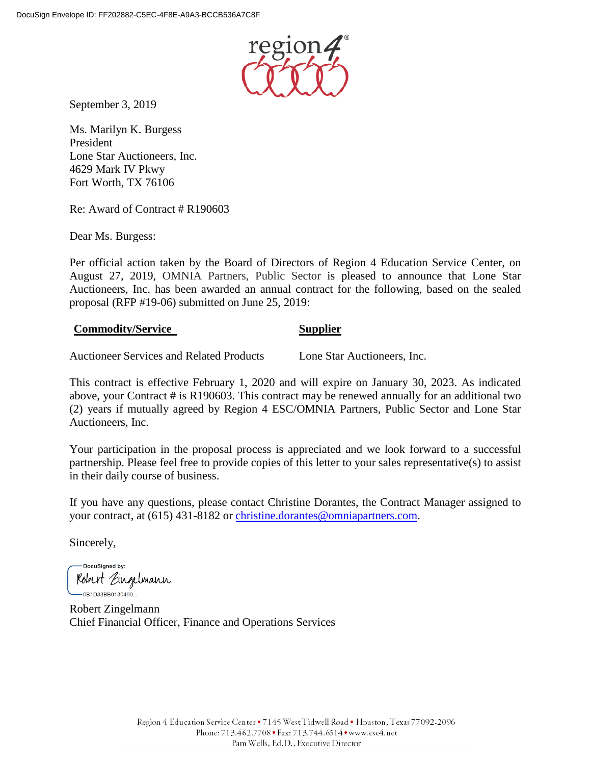DocuSign Envelope ID: FF202882-C5EC-4F8E-A9A3-BCCB536A7C8F

region4

September 3, 2019

Ms. Marilyn K. Burgess
President
Lone Star Auctioneers, Inc.
4629 Mark IV Pkwy
Fort Worth, TX 76106

Re: Award of Contract # R190603

Dear Ms. Burgess:

Per official action taken by the Board of Directors of Region 4 Education Service Center, on August 27, 2019, OMNIA Partners, Public Sector is pleased to announce that Lone Star Auctioneers, Inc. has been awarded an annual contract for the following, based on the sealed proposal (RFP #19-06) submitted on June 25, 2019:

| **Commodity/Service** | **Supplier** |
| --- | --- |
| Auctioneer Services and Related Products | Lone Star Auctioneers, Inc. |

This contract is effective February 1, 2020 and will expire on January 30, 2023. As indicated above, your Contract # is R190603. This contract may be renewed annually for an additional two (2) years if mutually agreed by Region 4 ESC/OMNIA Partners, Public Sector and Lone Star Auctioneers, Inc.

Your participation in the proposal process is appreciated and we look forward to a successful partnership. Please feel free to provide copies of this letter to your sales representative(s) to assist in their daily course of business.

If you have any questions, please contact Christine Dorantes, the Contract Manager assigned to your contract, at (615) 431-8182 or christine.dorantes@omniapartners.com.

Sincerely,

DocuSigned by:
Robert Zingelmann
0B1D33BB0130490...

Robert Zingelmann
Chief Financial Officer, Finance and Operations Services

Region 4 Education Service Center • 7145 West Tidwell Road • Houston, Texas 77092-2096
Phone: 713.462.7708 • Fax: 713.744.6514 • www.esc4.net
Pam Wells, Ed.D., Executive Director